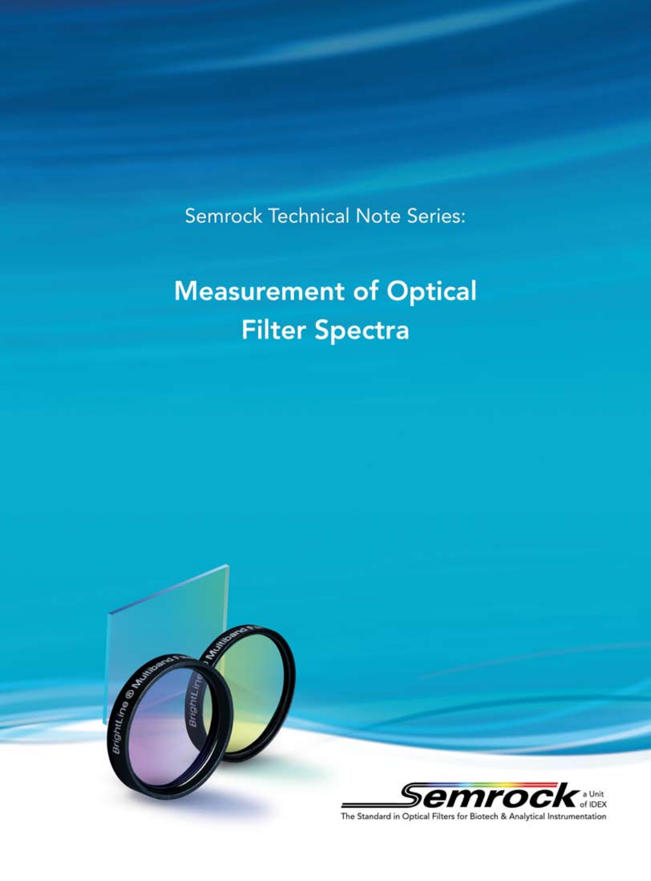Semrock Technical Note Series:

# Measurement of Optical Filter Spectra

Semrock a Unit of IDEX

The Standard in Optical Filters for Biotech & Analytical Instrumentation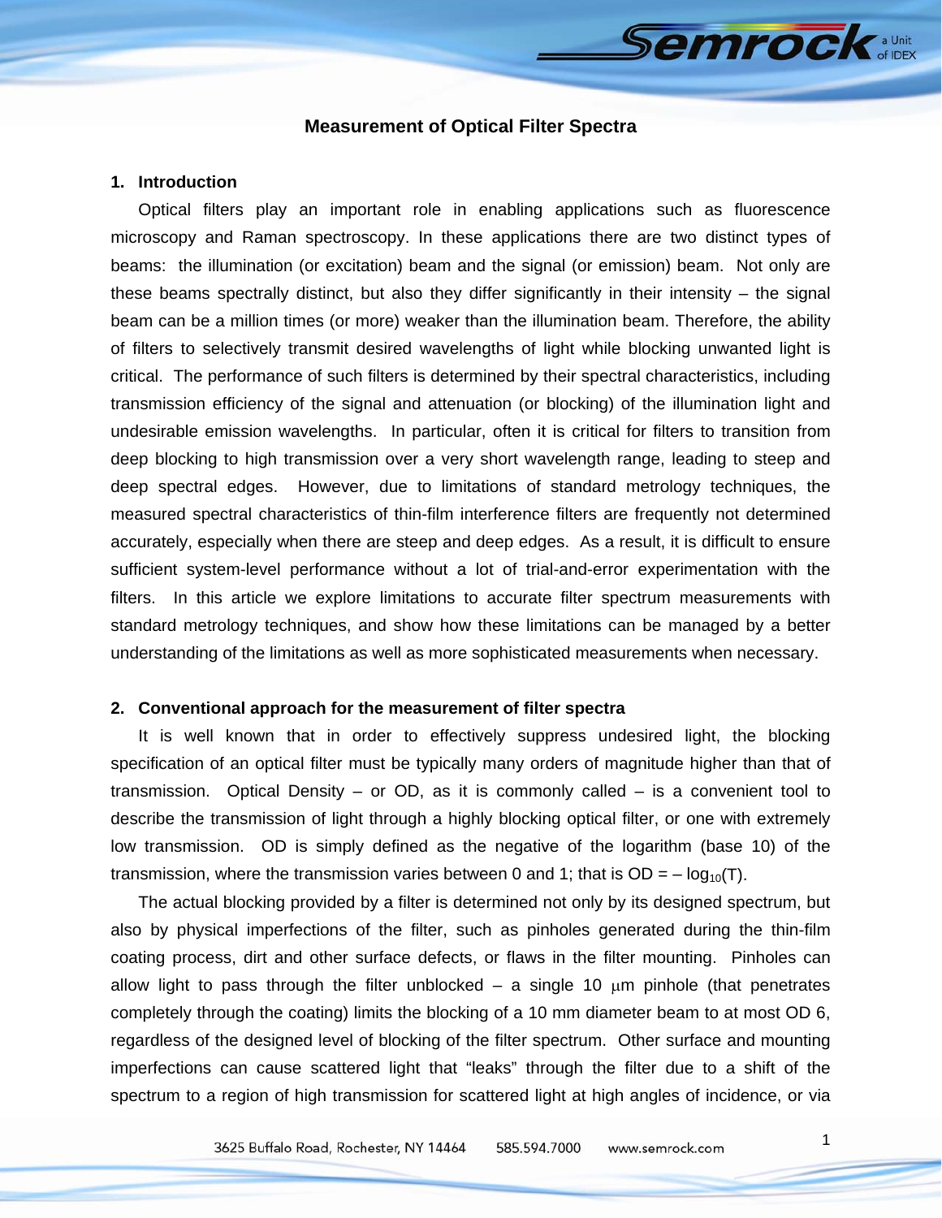# Measurement of Optical Filter Spectra

## 1. Introduction

Optical filters play an important role in enabling applications such as fluorescence microscopy and Raman spectroscopy. In these applications there are two distinct types of beams: the illumination (or excitation) beam and the signal (or emission) beam. Not only are these beams spectrally distinct, but also they differ significantly in their intensity – the signal beam can be a million times (or more) weaker than the illumination beam. Therefore, the ability of filters to selectively transmit desired wavelengths of light while blocking unwanted light is critical. The performance of such filters is determined by their spectral characteristics, including transmission efficiency of the signal and attenuation (or blocking) of the illumination light and undesirable emission wavelengths. In particular, often it is critical for filters to transition from deep blocking to high transmission over a very short wavelength range, leading to steep and deep spectral edges. However, due to limitations of standard metrology techniques, the measured spectral characteristics of thin-film interference filters are frequently not determined accurately, especially when there are steep and deep edges. As a result, it is difficult to ensure sufficient system-level performance without a lot of trial-and-error experimentation with the filters. In this article we explore limitations to accurate filter spectrum measurements with standard metrology techniques, and show how these limitations can be managed by a better understanding of the limitations as well as more sophisticated measurements when necessary.

## 2. Conventional approach for the measurement of filter spectra

It is well known that in order to effectively suppress undesired light, the blocking specification of an optical filter must be typically many orders of magnitude higher than that of transmission. Optical Density – or OD, as it is commonly called – is a convenient tool to describe the transmission of light through a highly blocking optical filter, or one with extremely low transmission. OD is simply defined as the negative of the logarithm (base 10) of the transmission, where the transmission varies between 0 and 1; that is $OD = -\log_{10}(T)$.

The actual blocking provided by a filter is determined not only by its designed spectrum, but also by physical imperfections of the filter, such as pinholes generated during the thin-film coating process, dirt and other surface defects, or flaws in the filter mounting. Pinholes can allow light to pass through the filter unblocked – a single 10 $\mu$m pinhole (that penetrates completely through the coating) limits the blocking of a 10 mm diameter beam to at most OD 6, regardless of the designed level of blocking of the filter spectrum. Other surface and mounting imperfections can cause scattered light that "leaks" through the filter due to a shift of the spectrum to a region of high transmission for scattered light at high angles of incidence, or via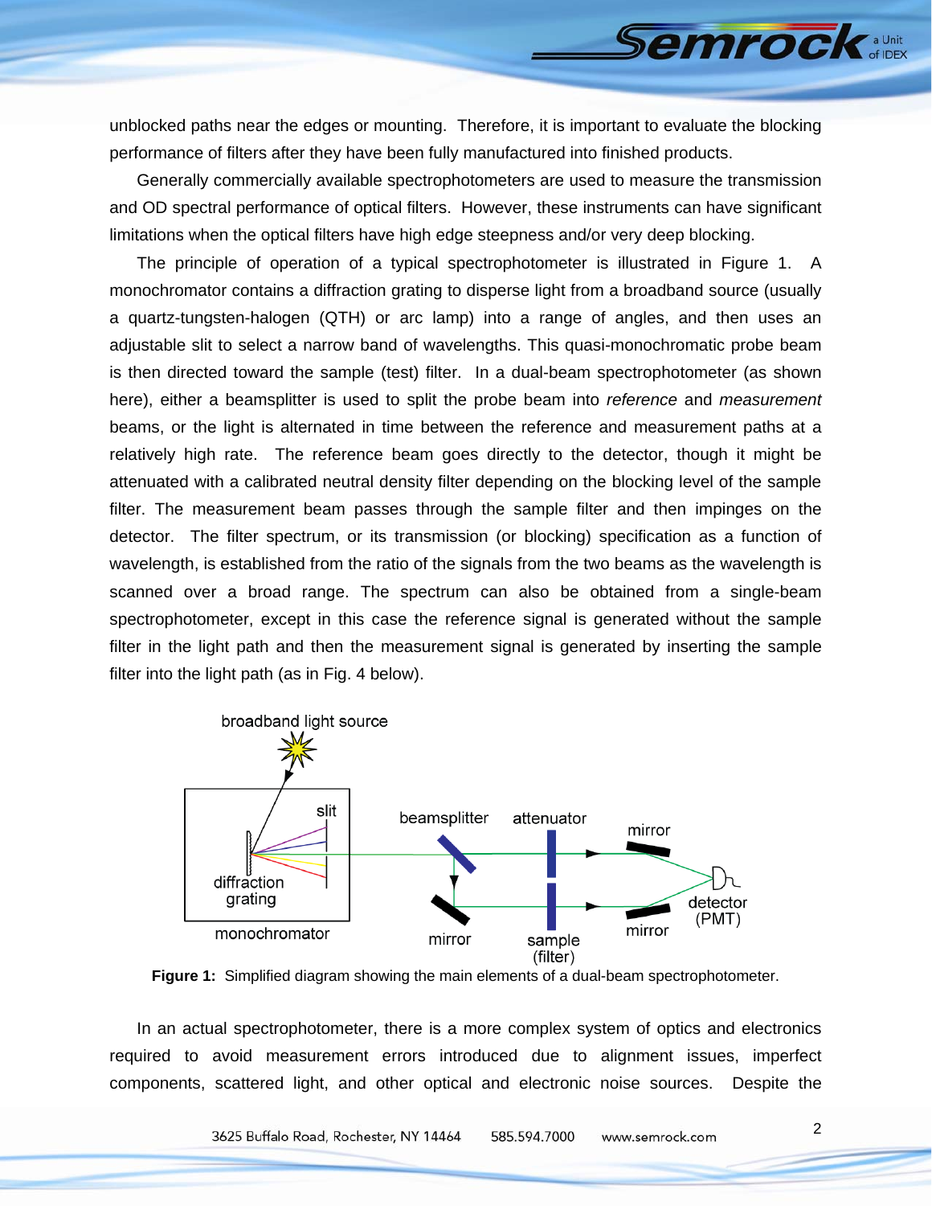unblocked paths near the edges or mounting. Therefore, it is important to evaluate the blocking performance of filters after they have been fully manufactured into finished products.

Generally commercially available spectrophotometers are used to measure the transmission and OD spectral performance of optical filters. However, these instruments can have significant limitations when the optical filters have high edge steepness and/or very deep blocking.

The principle of operation of a typical spectrophotometer is illustrated in Figure 1. A monochromator contains a diffraction grating to disperse light from a broadband source (usually a quartz-tungsten-halogen (QTH) or arc lamp) into a range of angles, and then uses an adjustable slit to select a narrow band of wavelengths. This quasi-monochromatic probe beam is then directed toward the sample (test) filter. In a dual-beam spectrophotometer (as shown here), either a beamsplitter is used to split the probe beam into *reference* and *measurement* beams, or the light is alternated in time between the reference and measurement paths at a relatively high rate. The reference beam goes directly to the detector, though it might be attenuated with a calibrated neutral density filter depending on the blocking level of the sample filter. The measurement beam passes through the sample filter and then impinges on the detector. The filter spectrum, or its transmission (or blocking) specification as a function of wavelength, is established from the ratio of the signals from the two beams as the wavelength is scanned over a broad range. The spectrum can also be obtained from a single-beam spectrophotometer, except in this case the reference signal is generated without the sample filter in the light path and then the measurement signal is generated by inserting the sample filter into the light path (as in Fig. 4 below).

**Figure 1:** Simplified diagram showing the main elements of a dual-beam spectrophotometer.

In an actual spectrophotometer, there is a more complex system of optics and electronics required to avoid measurement errors introduced due to alignment issues, imperfect components, scattered light, and other optical and electronic noise sources. Despite the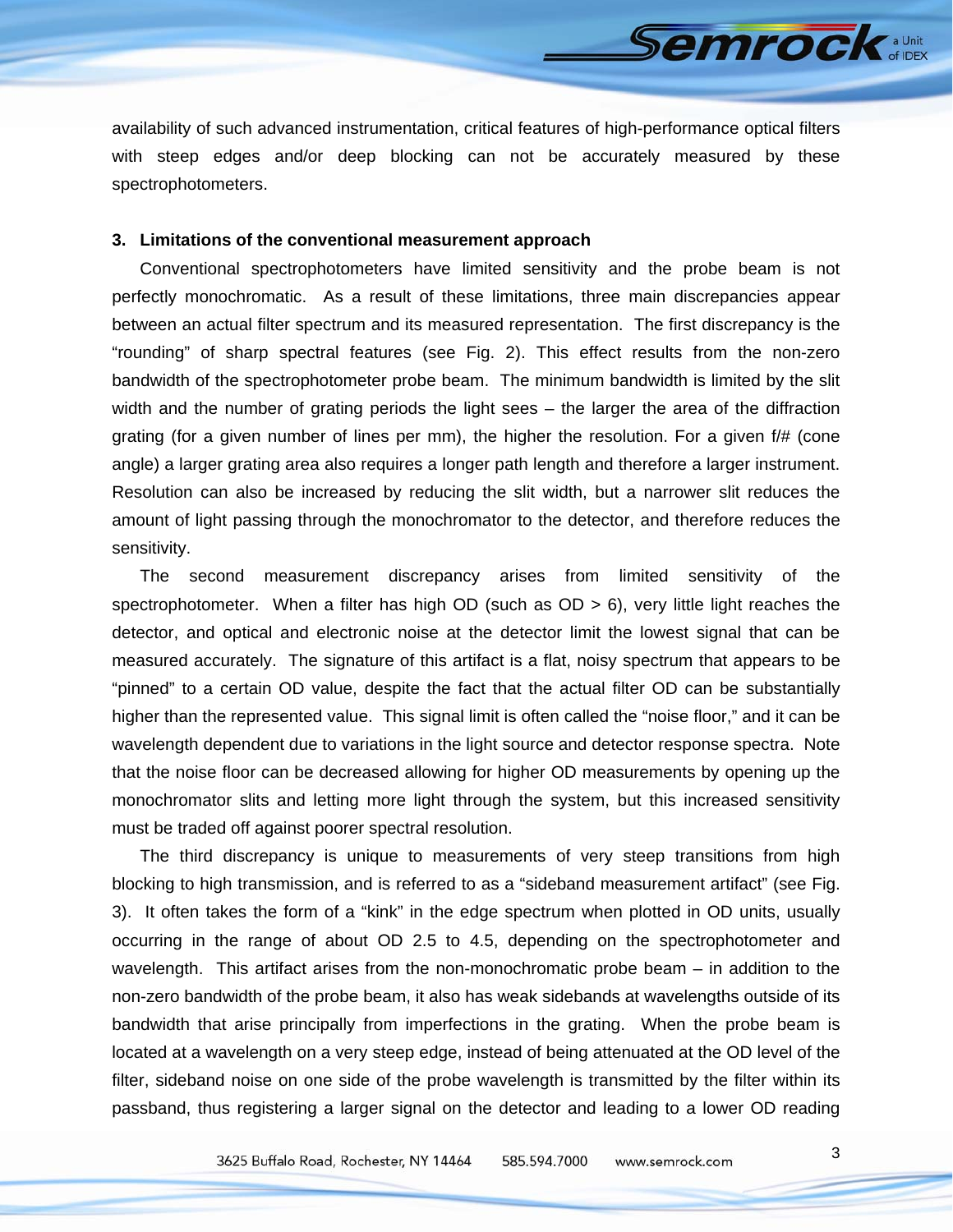availability of such advanced instrumentation, critical features of high-performance optical filters with steep edges and/or deep blocking can not be accurately measured by these spectrophotometers.

### 3. Limitations of the conventional measurement approach

Conventional spectrophotometers have limited sensitivity and the probe beam is not perfectly monochromatic. As a result of these limitations, three main discrepancies appear between an actual filter spectrum and its measured representation. The first discrepancy is the "rounding" of sharp spectral features (see Fig. 2). This effect results from the non-zero bandwidth of the spectrophotometer probe beam. The minimum bandwidth is limited by the slit width and the number of grating periods the light sees – the larger the area of the diffraction grating (for a given number of lines per mm), the higher the resolution. For a given f/# (cone angle) a larger grating area also requires a longer path length and therefore a larger instrument. Resolution can also be increased by reducing the slit width, but a narrower slit reduces the amount of light passing through the monochromator to the detector, and therefore reduces the sensitivity.

The second measurement discrepancy arises from limited sensitivity of the spectrophotometer. When a filter has high OD (such as OD > 6), very little light reaches the detector, and optical and electronic noise at the detector limit the lowest signal that can be measured accurately. The signature of this artifact is a flat, noisy spectrum that appears to be "pinned" to a certain OD value, despite the fact that the actual filter OD can be substantially higher than the represented value. This signal limit is often called the "noise floor," and it can be wavelength dependent due to variations in the light source and detector response spectra. Note that the noise floor can be decreased allowing for higher OD measurements by opening up the monochromator slits and letting more light through the system, but this increased sensitivity must be traded off against poorer spectral resolution.

The third discrepancy is unique to measurements of very steep transitions from high blocking to high transmission, and is referred to as a "sideband measurement artifact" (see Fig. 3). It often takes the form of a "kink" in the edge spectrum when plotted in OD units, usually occurring in the range of about OD 2.5 to 4.5, depending on the spectrophotometer and wavelength. This artifact arises from the non-monochromatic probe beam – in addition to the non-zero bandwidth of the probe beam, it also has weak sidebands at wavelengths outside of its bandwidth that arise principally from imperfections in the grating. When the probe beam is located at a wavelength on a very steep edge, instead of being attenuated at the OD level of the filter, sideband noise on one side of the probe wavelength is transmitted by the filter within its passband, thus registering a larger signal on the detector and leading to a lower OD reading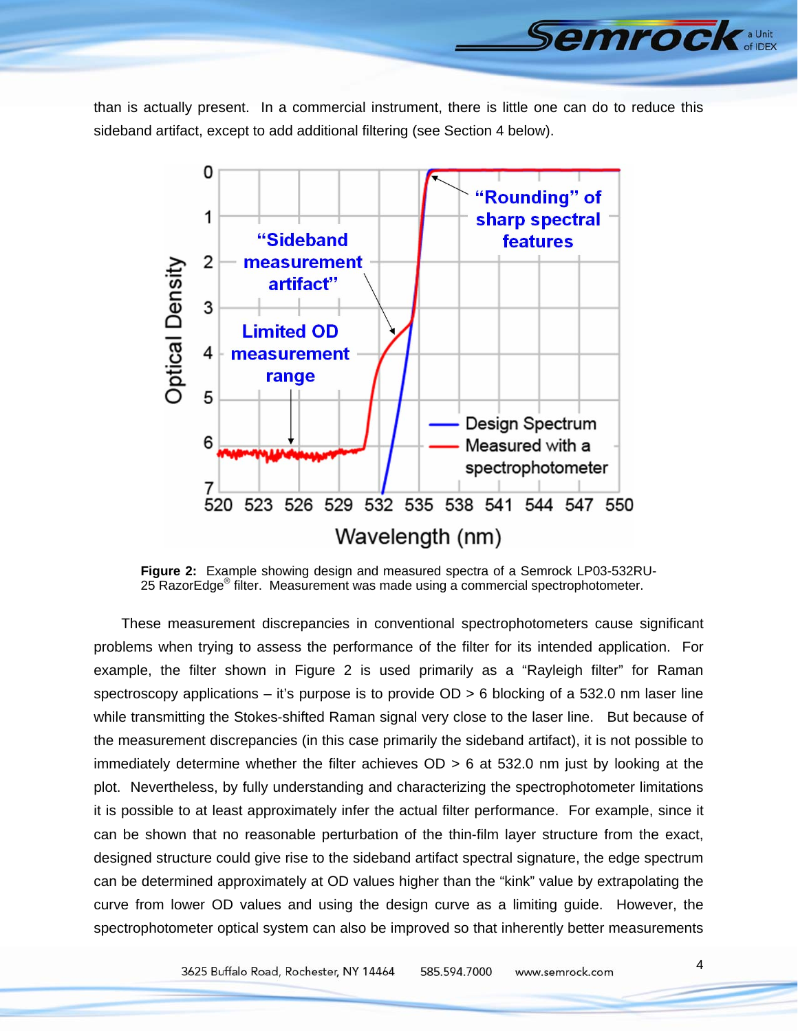than is actually present. In a commercial instrument, there is little one can do to reduce this sideband artifact, except to add additional filtering (see Section 4 below).

**Figure 2:** Example showing design and measured spectra of a Semrock LP03-532RU-25 RazorEdge® filter. Measurement was made using a commercial spectrophotometer.

These measurement discrepancies in conventional spectrophotometers cause significant problems when trying to assess the performance of the filter for its intended application. For example, the filter shown in Figure 2 is used primarily as a "Rayleigh filter" for Raman spectroscopy applications – it's purpose is to provide OD > 6 blocking of a 532.0 nm laser line while transmitting the Stokes-shifted Raman signal very close to the laser line. But because of the measurement discrepancies (in this case primarily the sideband artifact), it is not possible to immediately determine whether the filter achieves OD > 6 at 532.0 nm just by looking at the plot. Nevertheless, by fully understanding and characterizing the spectrophotometer limitations it is possible to at least approximately infer the actual filter performance. For example, since it can be shown that no reasonable perturbation of the thin-film layer structure from the exact, designed structure could give rise to the sideband artifact spectral signature, the edge spectrum can be determined approximately at OD values higher than the "kink" value by extrapolating the curve from lower OD values and using the design curve as a limiting guide. However, the spectrophotometer optical system can also be improved so that inherently better measurements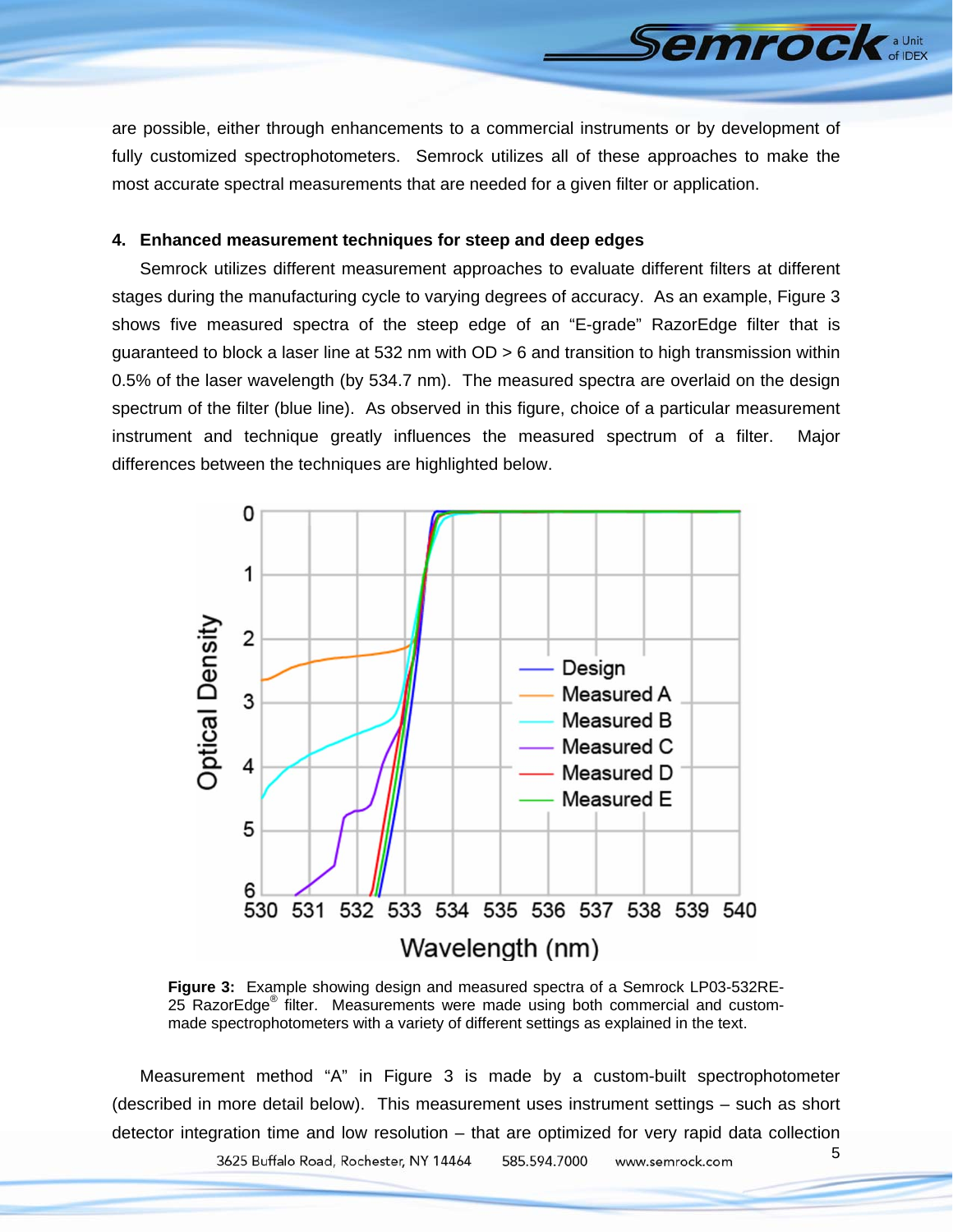are possible, either through enhancements to a commercial instruments or by development of fully customized spectrophotometers. Semrock utilizes all of these approaches to make the most accurate spectral measurements that are needed for a given filter or application.

## 4. Enhanced measurement techniques for steep and deep edges

Semrock utilizes different measurement approaches to evaluate different filters at different stages during the manufacturing cycle to varying degrees of accuracy. As an example, Figure 3 shows five measured spectra of the steep edge of an "E-grade" RazorEdge filter that is guaranteed to block a laser line at 532 nm with OD > 6 and transition to high transmission within 0.5% of the laser wavelength (by 534.7 nm). The measured spectra are overlaid on the design spectrum of the filter (blue line). As observed in this figure, choice of a particular measurement instrument and technique greatly influences the measured spectrum of a filter. Major differences between the techniques are highlighted below.

**Figure 3:** Example showing design and measured spectra of a Semrock LP03-532RE-25 RazorEdge® filter. Measurements were made using both commercial and custom-made spectrophotometers with a variety of different settings as explained in the text.

Measurement method "A" in Figure 3 is made by a custom-built spectrophotometer (described in more detail below). This measurement uses instrument settings – such as short detector integration time and low resolution – that are optimized for very rapid data collection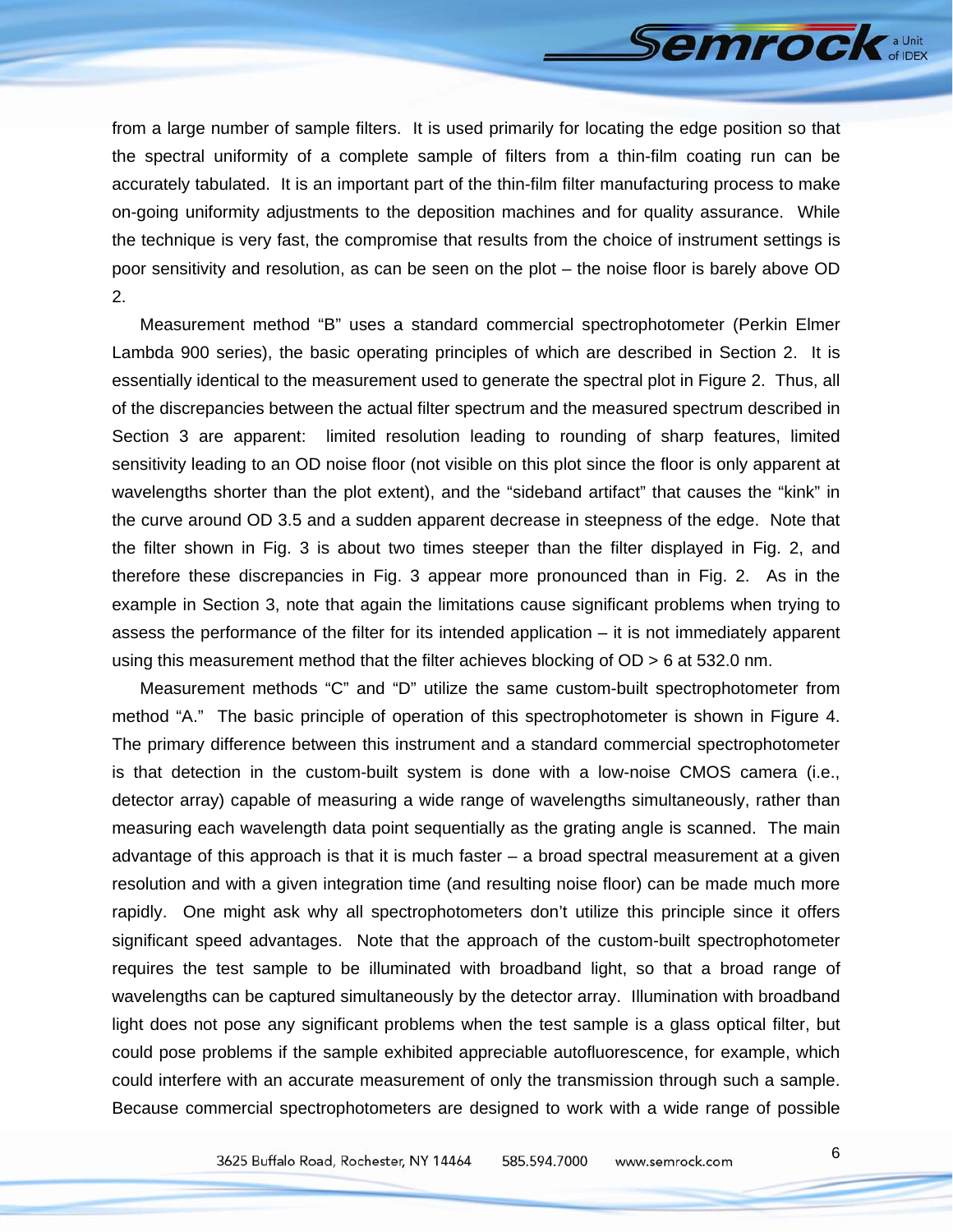from a large number of sample filters. It is used primarily for locating the edge position so that the spectral uniformity of a complete sample of filters from a thin-film coating run can be accurately tabulated. It is an important part of the thin-film filter manufacturing process to make on-going uniformity adjustments to the deposition machines and for quality assurance. While the technique is very fast, the compromise that results from the choice of instrument settings is poor sensitivity and resolution, as can be seen on the plot – the noise floor is barely above OD 2.

Measurement method "B" uses a standard commercial spectrophotometer (Perkin Elmer Lambda 900 series), the basic operating principles of which are described in Section 2. It is essentially identical to the measurement used to generate the spectral plot in Figure 2. Thus, all of the discrepancies between the actual filter spectrum and the measured spectrum described in Section 3 are apparent: limited resolution leading to rounding of sharp features, limited sensitivity leading to an OD noise floor (not visible on this plot since the floor is only apparent at wavelengths shorter than the plot extent), and the "sideband artifact" that causes the "kink" in the curve around OD 3.5 and a sudden apparent decrease in steepness of the edge. Note that the filter shown in Fig. 3 is about two times steeper than the filter displayed in Fig. 2, and therefore these discrepancies in Fig. 3 appear more pronounced than in Fig. 2. As in the example in Section 3, note that again the limitations cause significant problems when trying to assess the performance of the filter for its intended application – it is not immediately apparent using this measurement method that the filter achieves blocking of OD > 6 at 532.0 nm.

Measurement methods "C" and "D" utilize the same custom-built spectrophotometer from method "A." The basic principle of operation of this spectrophotometer is shown in Figure 4. The primary difference between this instrument and a standard commercial spectrophotometer is that detection in the custom-built system is done with a low-noise CMOS camera (i.e., detector array) capable of measuring a wide range of wavelengths simultaneously, rather than measuring each wavelength data point sequentially as the grating angle is scanned. The main advantage of this approach is that it is much faster – a broad spectral measurement at a given resolution and with a given integration time (and resulting noise floor) can be made much more rapidly. One might ask why all spectrophotometers don't utilize this principle since it offers significant speed advantages. Note that the approach of the custom-built spectrophotometer requires the test sample to be illuminated with broadband light, so that a broad range of wavelengths can be captured simultaneously by the detector array. Illumination with broadband light does not pose any significant problems when the test sample is a glass optical filter, but could pose problems if the sample exhibited appreciable autofluorescence, for example, which could interfere with an accurate measurement of only the transmission through such a sample. Because commercial spectrophotometers are designed to work with a wide range of possible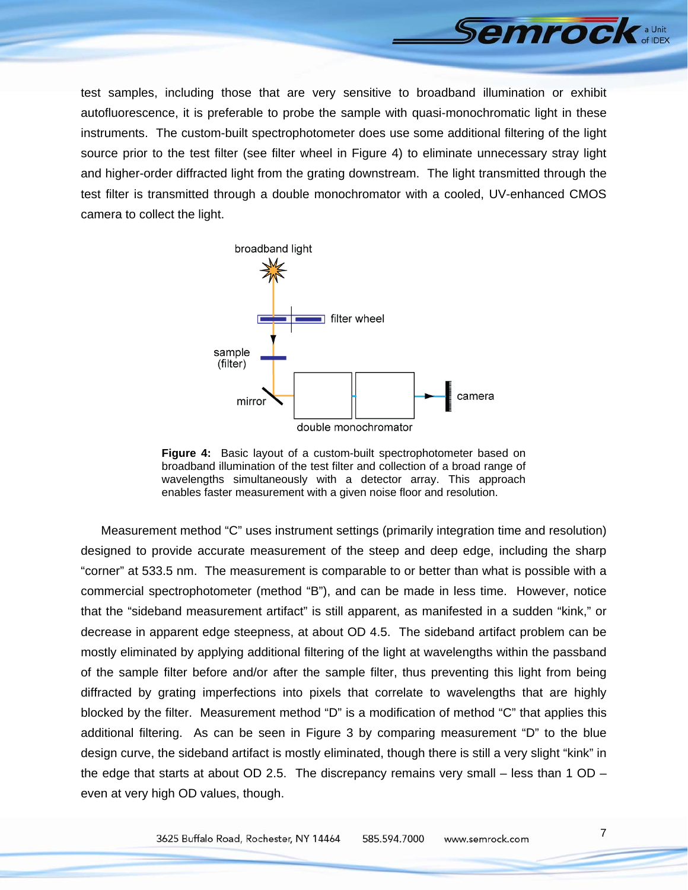test samples, including those that are very sensitive to broadband illumination or exhibit autofluorescence, it is preferable to probe the sample with quasi-monochromatic light in these instruments. The custom-built spectrophotometer does use some additional filtering of the light source prior to the test filter (see filter wheel in Figure 4) to eliminate unnecessary stray light and higher-order diffracted light from the grating downstream. The light transmitted through the test filter is transmitted through a double monochromator with a cooled, UV-enhanced CMOS camera to collect the light.

broadband light

filter wheel

sample (filter)

mirror

double monochromator

camera

**Figure 4:** Basic layout of a custom-built spectrophotometer based on broadband illumination of the test filter and collection of a broad range of wavelengths simultaneously with a detector array. This approach enables faster measurement with a given noise floor and resolution.

Measurement method "C" uses instrument settings (primarily integration time and resolution) designed to provide accurate measurement of the steep and deep edge, including the sharp "corner" at 533.5 nm. The measurement is comparable to or better than what is possible with a commercial spectrophotometer (method "B"), and can be made in less time. However, notice that the "sideband measurement artifact" is still apparent, as manifested in a sudden "kink," or decrease in apparent edge steepness, at about OD 4.5. The sideband artifact problem can be mostly eliminated by applying additional filtering of the light at wavelengths within the passband of the sample filter before and/or after the sample filter, thus preventing this light from being diffracted by grating imperfections into pixels that correlate to wavelengths that are highly blocked by the filter. Measurement method "D" is a modification of method "C" that applies this additional filtering. As can be seen in Figure 3 by comparing measurement "D" to the blue design curve, the sideband artifact is mostly eliminated, though there is still a very slight "kink" in the edge that starts at about OD 2.5. The discrepancy remains very small – less than 1 OD – even at very high OD values, though.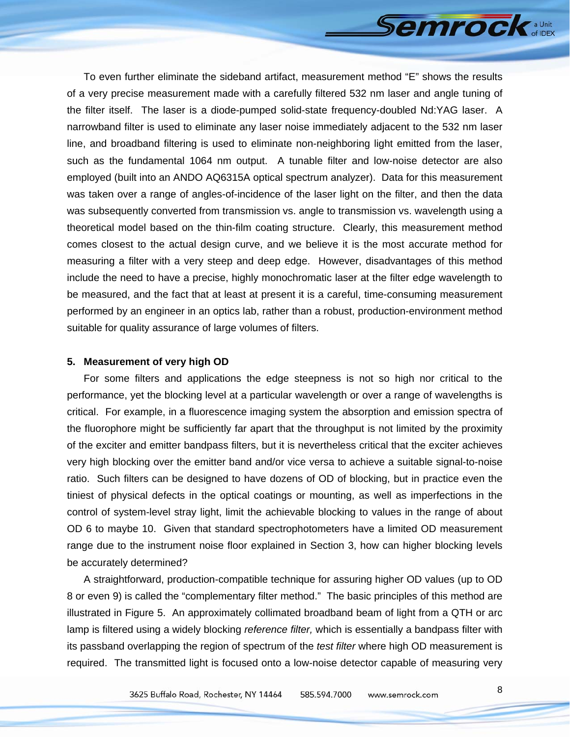To even further eliminate the sideband artifact, measurement method "E" shows the results of a very precise measurement made with a carefully filtered 532 nm laser and angle tuning of the filter itself. The laser is a diode-pumped solid-state frequency-doubled Nd:YAG laser. A narrowband filter is used to eliminate any laser noise immediately adjacent to the 532 nm laser line, and broadband filtering is used to eliminate non-neighboring light emitted from the laser, such as the fundamental 1064 nm output. A tunable filter and low-noise detector are also employed (built into an ANDO AQ6315A optical spectrum analyzer). Data for this measurement was taken over a range of angles-of-incidence of the laser light on the filter, and then the data was subsequently converted from transmission vs. angle to transmission vs. wavelength using a theoretical model based on the thin-film coating structure. Clearly, this measurement method comes closest to the actual design curve, and we believe it is the most accurate method for measuring a filter with a very steep and deep edge. However, disadvantages of this method include the need to have a precise, highly monochromatic laser at the filter edge wavelength to be measured, and the fact that at least at present it is a careful, time-consuming measurement performed by an engineer in an optics lab, rather than a robust, production-environment method suitable for quality assurance of large volumes of filters.

## 5. Measurement of very high OD

For some filters and applications the edge steepness is not so high nor critical to the performance, yet the blocking level at a particular wavelength or over a range of wavelengths is critical. For example, in a fluorescence imaging system the absorption and emission spectra of the fluorophore might be sufficiently far apart that the throughput is not limited by the proximity of the exciter and emitter bandpass filters, but it is nevertheless critical that the exciter achieves very high blocking over the emitter band and/or vice versa to achieve a suitable signal-to-noise ratio. Such filters can be designed to have dozens of OD of blocking, but in practice even the tiniest of physical defects in the optical coatings or mounting, as well as imperfections in the control of system-level stray light, limit the achievable blocking to values in the range of about OD 6 to maybe 10. Given that standard spectrophotometers have a limited OD measurement range due to the instrument noise floor explained in Section 3, how can higher blocking levels be accurately determined?

A straightforward, production-compatible technique for assuring higher OD values (up to OD 8 or even 9) is called the "complementary filter method." The basic principles of this method are illustrated in Figure 5. An approximately collimated broadband beam of light from a QTH or arc lamp is filtered using a widely blocking *reference filter,* which is essentially a bandpass filter with its passband overlapping the region of spectrum of the *test filter* where high OD measurement is required. The transmitted light is focused onto a low-noise detector capable of measuring very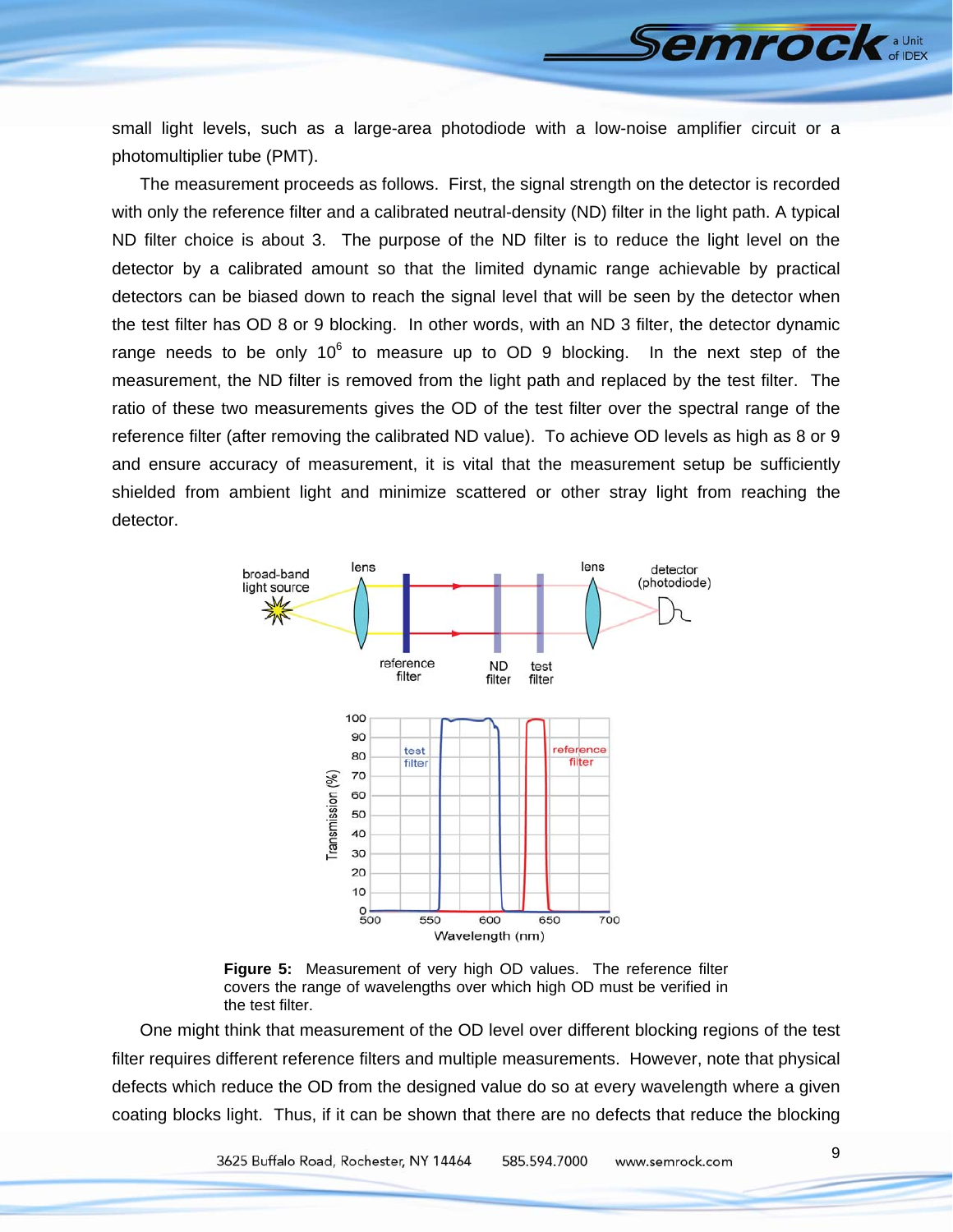small light levels, such as a large-area photodiode with a low-noise amplifier circuit or a photomultiplier tube (PMT).

The measurement proceeds as follows. First, the signal strength on the detector is recorded with only the reference filter and a calibrated neutral-density (ND) filter in the light path. A typical ND filter choice is about 3. The purpose of the ND filter is to reduce the light level on the detector by a calibrated amount so that the limited dynamic range achievable by practical detectors can be biased down to reach the signal level that will be seen by the detector when the test filter has OD 8 or 9 blocking. In other words, with an ND 3 filter, the detector dynamic range needs to be only $10^6$ to measure up to OD 9 blocking. In the next step of the measurement, the ND filter is removed from the light path and replaced by the test filter. The ratio of these two measurements gives the OD of the test filter over the spectral range of the reference filter (after removing the calibrated ND value). To achieve OD levels as high as 8 or 9 and ensure accuracy of measurement, it is vital that the measurement setup be sufficiently shielded from ambient light and minimize scattered or other stray light from reaching the detector.

**Figure 5:** Measurement of very high OD values. The reference filter covers the range of wavelengths over which high OD must be verified in the test filter.

One might think that measurement of the OD level over different blocking regions of the test filter requires different reference filters and multiple measurements. However, note that physical defects which reduce the OD from the designed value do so at every wavelength where a given coating blocks light. Thus, if it can be shown that there are no defects that reduce the blocking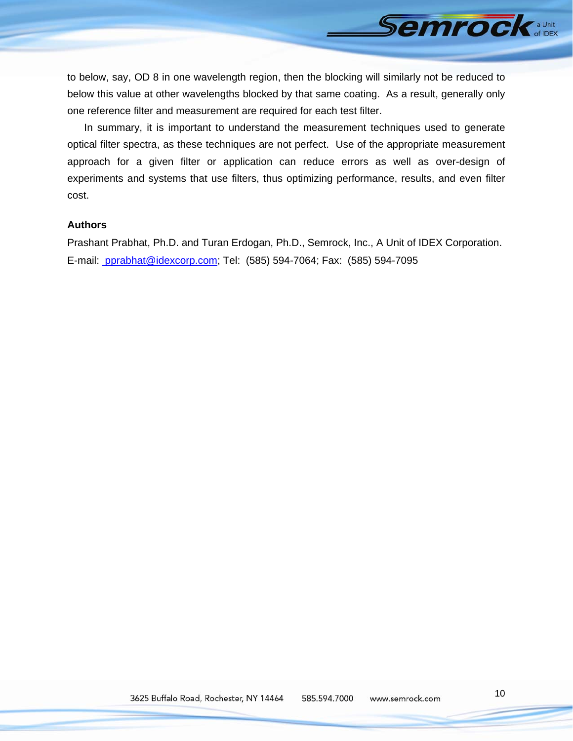to below, say, OD 8 in one wavelength region, then the blocking will similarly not be reduced to below this value at other wavelengths blocked by that same coating. As a result, generally only one reference filter and measurement are required for each test filter.

In summary, it is important to understand the measurement techniques used to generate optical filter spectra, as these techniques are not perfect. Use of the appropriate measurement approach for a given filter or application can reduce errors as well as over-design of experiments and systems that use filters, thus optimizing performance, results, and even filter cost.

**Authors**

Prashant Prabhat, Ph.D. and Turan Erdogan, Ph.D., Semrock, Inc., A Unit of IDEX Corporation.
E-mail: pprabhat@idexcorp.com; Tel: (585) 594-7064; Fax: (585) 594-7095